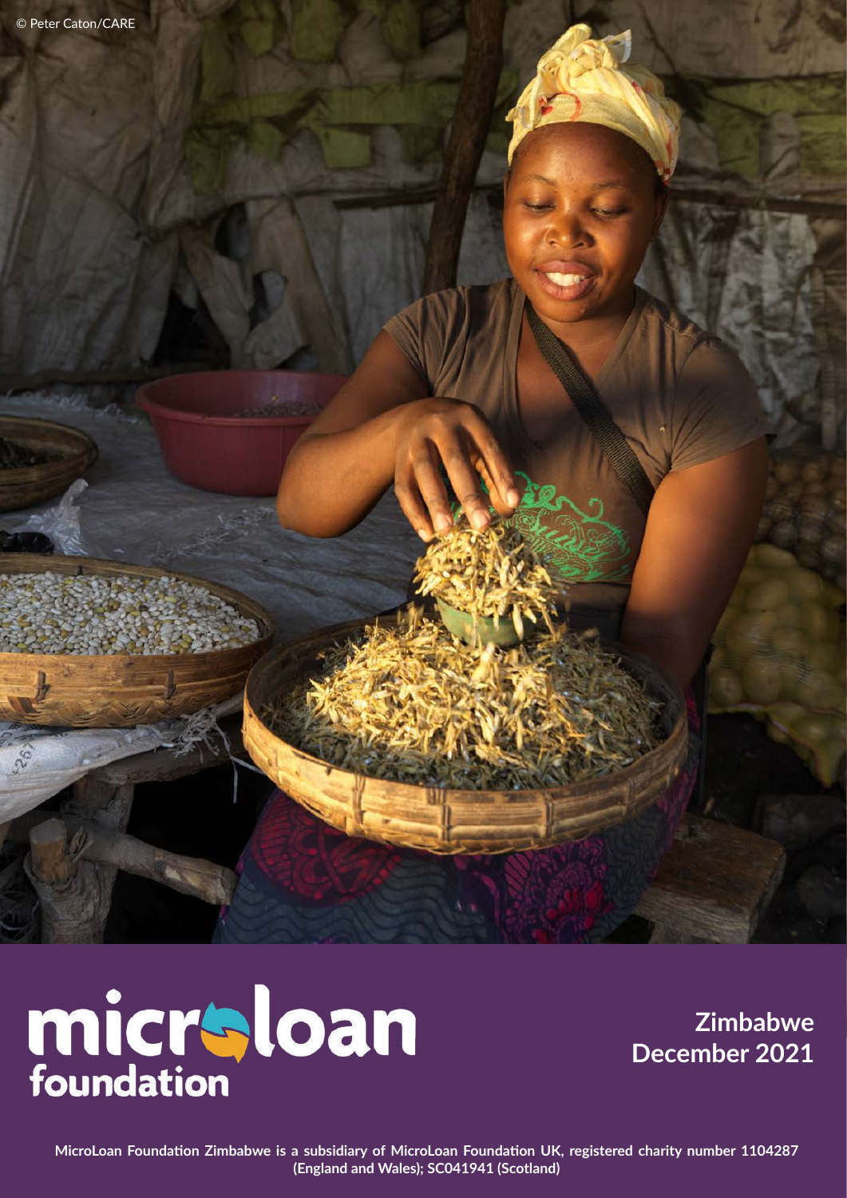© Peter Caton/CARE

# microloan foundation

**Zimbabwe**
**December 2021**

**MicroLoan Foundation Zimbabwe is a subsidiary of MicroLoan Foundation UK, registered charity number 1104287 (England and Wales); SC041941 (Scotland)**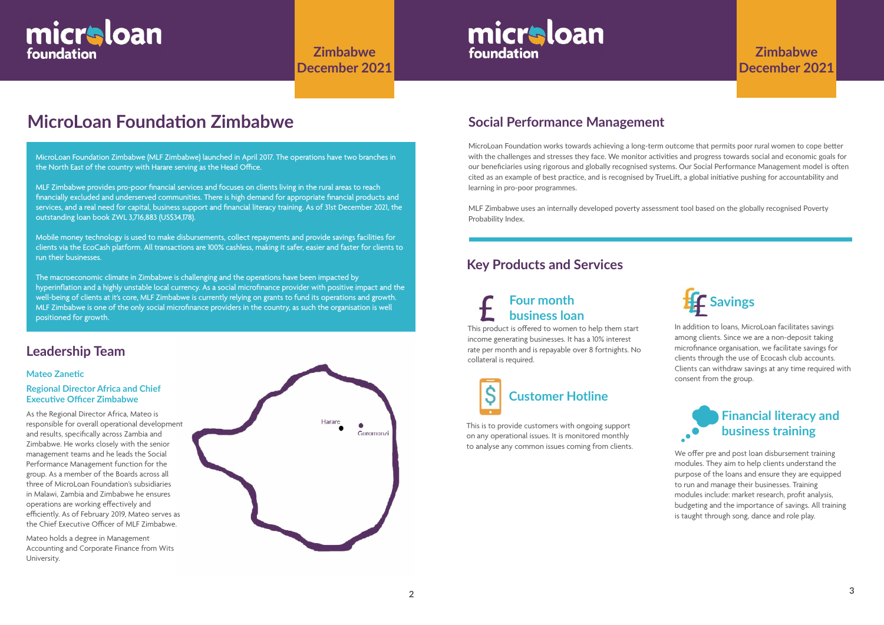# MicroLoan Foundation Zimbabwe

MicroLoan Foundation Zimbabwe (MLF Zimbabwe) launched in April 2017. The operations have two branches in the North East of the country with Harare serving as the Head Office.

MLF Zimbabwe provides pro-poor financial services and focuses on clients living in the rural areas to reach financially excluded and underserved communities. There is high demand for appropriate financial products and services, and a real need for capital, business support and financial literacy training. As of 31st December 2021, the outstanding loan book ZWL 3,716,883 (US$34,178).

Mobile money technology is used to make disbursements, collect repayments and provide savings facilities for clients via the EcoCash platform. All transactions are 100% cashless, making it safer, easier and faster for clients to run their businesses.

The macroeconomic climate in Zimbabwe is challenging and the operations have been impacted by hyperinflation and a highly unstable local currency. As a social microfinance provider with positive impact and the well-being of clients at it's core, MLF Zimbabwe is currently relying on grants to fund its operations and growth. MLF Zimbabwe is one of the only social microfinance providers in the country, as such the organisation is well positioned for growth.

## Leadership Team

### Mateo Zanetic

### Regional Director Africa and Chief Executive Officer Zimbabwe

As the Regional Director Africa, Mateo is responsible for overall operational development and results, specifically across Zambia and Zimbabwe. He works closely with the senior management teams and he leads the Social Performance Management function for the group. As a member of the Boards across all three of MicroLoan Foundation's subsidiaries in Malawi, Zambia and Zimbabwe he ensures operations are working effectively and efficiently. As of February 2019, Mateo serves as the Chief Executive Officer of MLF Zimbabwe.

Mateo holds a degree in Management Accounting and Corporate Finance from Wits University.

Harare

Goromonzi

## Social Performance Management

MicroLoan Foundation works towards achieving a long-term outcome that permits poor rural women to cope better with the challenges and stresses they face. We monitor activities and progress towards social and economic goals for our beneficiaries using rigorous and globally recognised systems. Our Social Performance Management model is often cited as an example of best practice, and is recognised by TrueLift, a global initiative pushing for accountability and learning in pro-poor programmes.

MLF Zimbabwe uses an internally developed poverty assessment tool based on the globally recognised Poverty Probability Index.

## Key Products and Services

### Four month business loan

This product is offered to women to help them start income generating businesses. It has a 10% interest rate per month and is repayable over 8 fortnights. No collateral is required.

### Customer Hotline

This is to provide customers with ongoing support on any operational issues. It is monitored monthly to analyse any common issues coming from clients.

### Savings

In addition to loans, MicroLoan facilitates savings among clients. Since we are a non-deposit taking microfinance organisation, we facilitate savings for clients through the use of Ecocash club accounts. Clients can withdraw savings at any time required with consent from the group.

### Financial literacy and business training

We offer pre and post loan disbursement training modules. They aim to help clients understand the purpose of the loans and ensure they are equipped to run and manage their businesses. Training modules include: market research, profit analysis, budgeting and the importance of savings. All training is taught through song, dance and role play.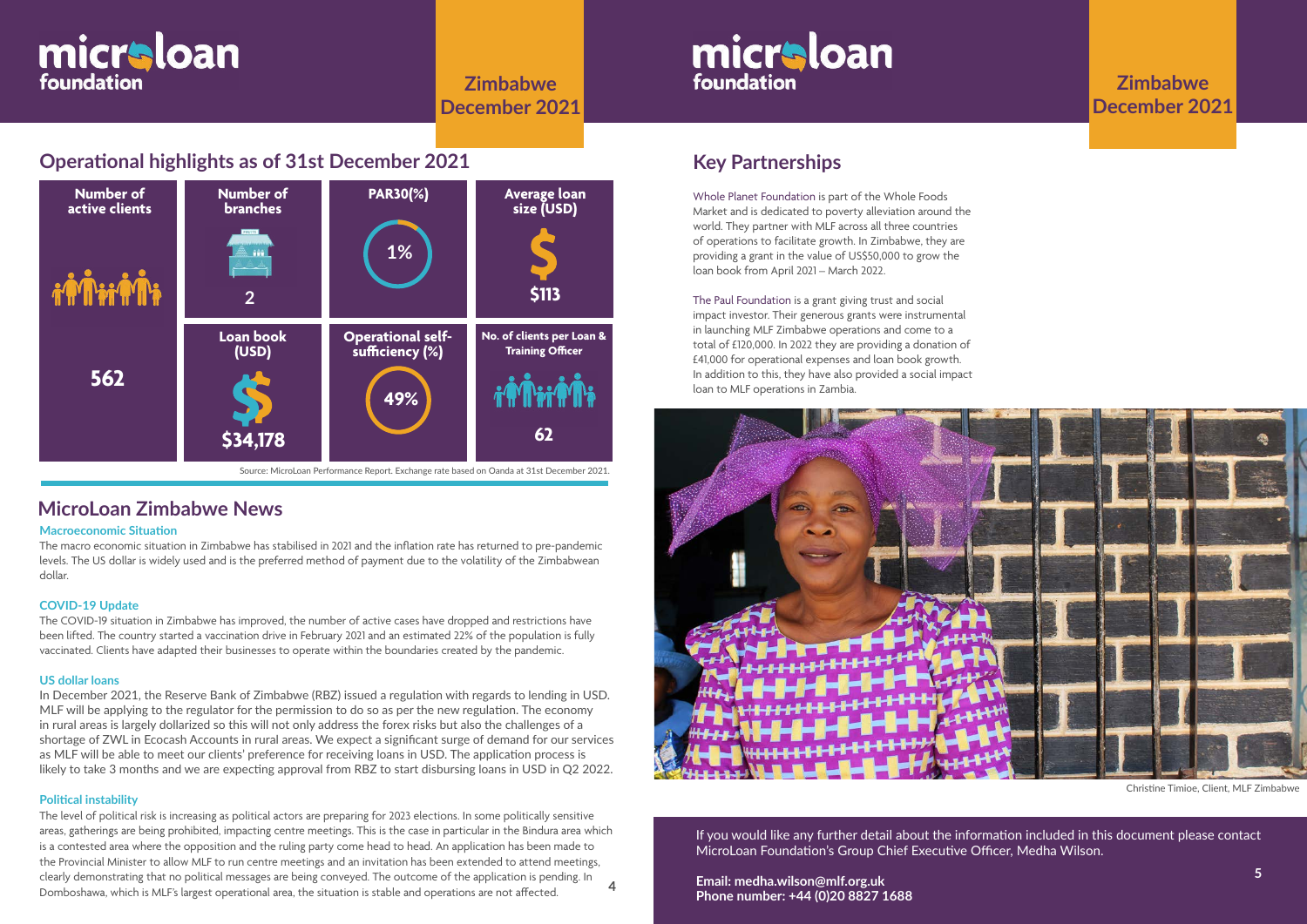# Operational highlights as of 31st December 2021

| Number of active clients | Number of branches | PAR30(%) | Average loan size (USD) |
|---|---|---|---|
| 562 | 2 | 1% | $113 |
| | **Loan book (USD)** | **Operational self-sufficiency (%)** | **No. of clients per Loan & Training Officer** |
| | $34,178 | 49% | 62 |

Source: MicroLoan Performance Report. Exchange rate based on Oanda at 31st December 2021.

## MicroLoan Zimbabwe News

### Macroeconomic Situation

The macro economic situation in Zimbabwe has stabilised in 2021 and the inflation rate has returned to pre-pandemic levels. The US dollar is widely used and is the preferred method of payment due to the volatility of the Zimbabwean dollar.

### COVID-19 Update

The COVID-19 situation in Zimbabwe has improved, the number of active cases have dropped and restrictions have been lifted. The country started a vaccination drive in February 2021 and an estimated 22% of the population is fully vaccinated. Clients have adapted their businesses to operate within the boundaries created by the pandemic.

### US dollar loans

In December 2021, the Reserve Bank of Zimbabwe (RBZ) issued a regulation with regards to lending in USD. MLF will be applying to the regulator for the permission to do so as per the new regulation. The economy in rural areas is largely dollarized so this will not only address the forex risks but also the challenges of a shortage of ZWL in Ecocash Accounts in rural areas. We expect a significant surge of demand for our services as MLF will be able to meet our clients' preference for receiving loans in USD. The application process is likely to take 3 months and we are expecting approval from RBZ to start disbursing loans in USD in Q2 2022.

### Political instability

The level of political risk is increasing as political actors are preparing for 2023 elections. In some politically sensitive areas, gatherings are being prohibited, impacting centre meetings. This is the case in particular in the Bindura area which is a contested area where the opposition and the ruling party come head to head. An application has been made to the Provincial Minister to allow MLF to run centre meetings and an invitation has been extended to attend meetings, clearly demonstrating that no political messages are being conveyed. The outcome of the application is pending. In Domboshawa, which is MLF's largest operational area, the situation is stable and operations are not affected.

# Key Partnerships

Whole Planet Foundation is part of the Whole Foods Market and is dedicated to poverty alleviation around the world. They partner with MLF across all three countries of operations to facilitate growth. In Zimbabwe, they are providing a grant in the value of US$50,000 to grow the loan book from April 2021 – March 2022.

The Paul Foundation is a grant giving trust and social impact investor. Their generous grants were instrumental in launching MLF Zimbabwe operations and come to a total of £120,000. In 2022 they are providing a donation of £41,000 for operational expenses and loan book growth. In addition to this, they have also provided a social impact loan to MLF operations in Zambia.

Christine Timioe, Client, MLF Zimbabwe

If you would like any further detail about the information included in this document please contact MicroLoan Foundation's Group Chief Executive Officer, Medha Wilson.

**Email: medha.wilson@mlf.org.uk**
**Phone number: +44 (0)20 8827 1688**